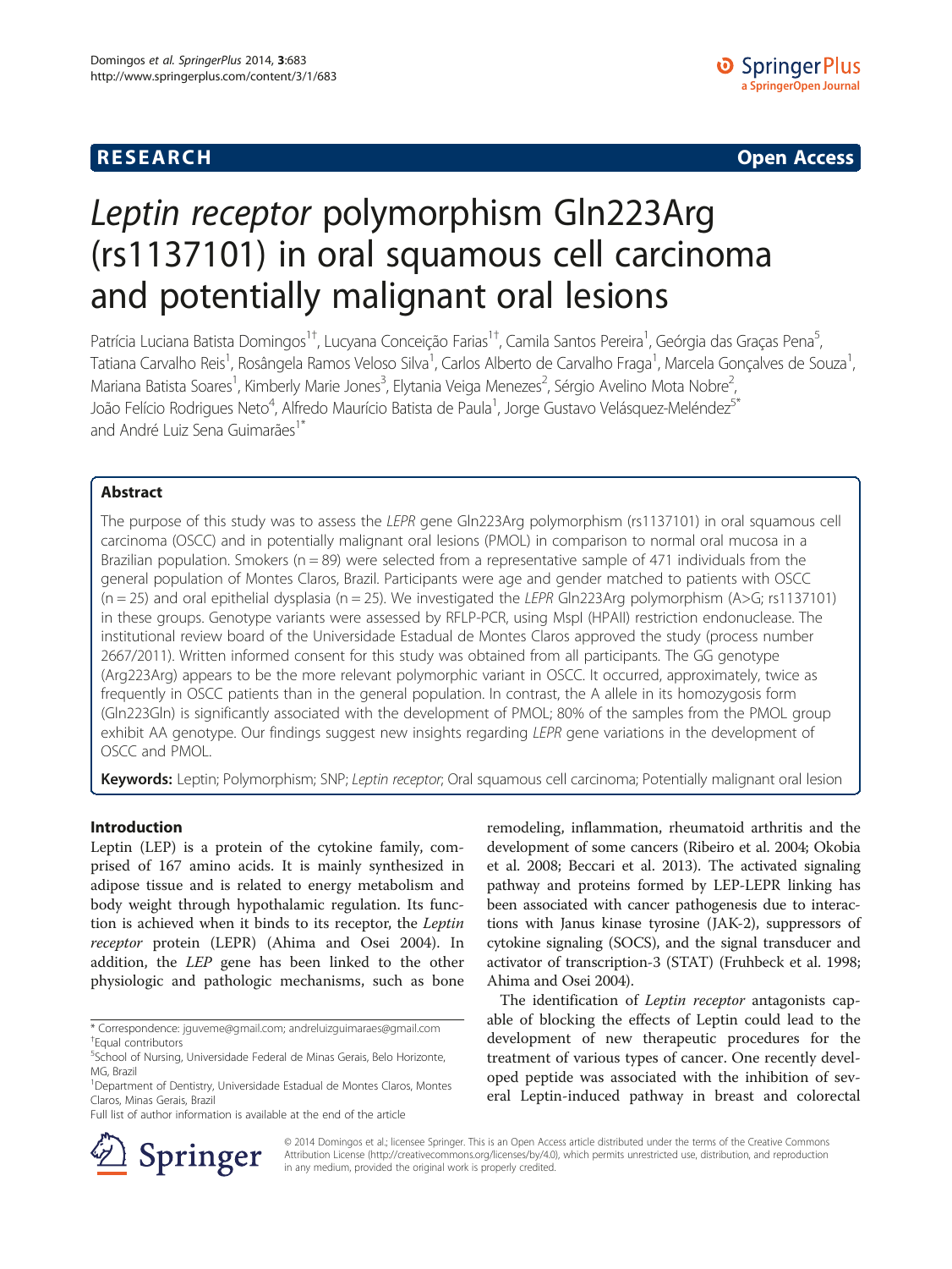**RESEARCH** **Open Access**

# *Leptin receptor* polymorphism Gln223Arg (rs1137101) in oral squamous cell carcinoma and potentially malignant oral lesions

Patrícia Luciana Batista Domingos[1†], Lucyana Conceição Farias[1†], Camila Santos Pereira[1], Geórgia das Graças Pena[5], Tatiana Carvalho Reis[1], Rosângela Ramos Veloso Silva[1], Carlos Alberto de Carvalho Fraga[1], Marcela Gonçalves de Souza[1], Mariana Batista Soares[1], Kimberly Marie Jones[3], Elytania Veiga Menezes[2], Sérgio Avelino Mota Nobre[2], João Felício Rodrigues Neto[4], Alfredo Maurício Batista de Paula[1], Jorge Gustavo Velásquez-Meléndez[5*] and André Luiz Sena Guimarães[1*]

## Abstract

The purpose of this study was to assess the *LEPR* gene Gln223Arg polymorphism (rs1137101) in oral squamous cell carcinoma (OSCC) and in potentially malignant oral lesions (PMOL) in comparison to normal oral mucosa in a Brazilian population. Smokers (n = 89) were selected from a representative sample of 471 individuals from the general population of Montes Claros, Brazil. Participants were age and gender matched to patients with OSCC (n = 25) and oral epithelial dysplasia (n = 25). We investigated the *LEPR* Gln223Arg polymorphism (A>G; rs1137101) in these groups. Genotype variants were assessed by RFLP-PCR, using MspI (HPAII) restriction endonuclease. The institutional review board of the Universidade Estadual de Montes Claros approved the study (process number 2667/2011). Written informed consent for this study was obtained from all participants. The GG genotype (Arg223Arg) appears to be the more relevant polymorphic variant in OSCC. It occurred, approximately, twice as frequently in OSCC patients than in the general population. In contrast, the A allele in its homozygosis form (Gln223Gln) is significantly associated with the development of PMOL; 80% of the samples from the PMOL group exhibit AA genotype. Our findings suggest new insights regarding *LEPR* gene variations in the development of OSCC and PMOL.

**Keywords:** Leptin; Polymorphism; SNP; *Leptin receptor*; Oral squamous cell carcinoma; Potentially malignant oral lesion

## Introduction

Leptin (LEP) is a protein of the cytokine family, comprised of 167 amino acids. It is mainly synthesized in adipose tissue and is related to energy metabolism and body weight through hypothalamic regulation. Its function is achieved when it binds to its receptor, the *Leptin receptor* protein (LEPR) (Ahima and Osei 2004). In addition, the *LEP* gene has been linked to the other physiologic and pathologic mechanisms, such as bone remodeling, inflammation, rheumatoid arthritis and the development of some cancers (Ribeiro et al. 2004; Okobia et al. 2008; Beccari et al. 2013). The activated signaling pathway and proteins formed by LEP-LEPR linking has been associated with cancer pathogenesis due to interactions with Janus kinase tyrosine (JAK-2), suppressors of cytokine signaling (SOCS), and the signal transducer and activator of transcription-3 (STAT) (Fruhbeck et al. 1998; Ahima and Osei 2004).

The identification of *Leptin receptor* antagonists capable of blocking the effects of Leptin could lead to the development of new therapeutic procedures for the treatment of various types of cancer. One recently developed peptide was associated with the inhibition of several Leptin-induced pathway in breast and colorectal

\* Correspondence: jguveme@gmail.com; andreluizguimaraes@gmail.com
†Equal contributors
[5]School of Nursing, Universidade Federal de Minas Gerais, Belo Horizonte, MG, Brazil
[1]Department of Dentistry, Universidade Estadual de Montes Claros, Montes Claros, Minas Gerais, Brazil
Full list of author information is available at the end of the article

© 2014 Domingos et al.; licensee Springer. This is an Open Access article distributed under the terms of the Creative Commons Attribution License (http://creativecommons.org/licenses/by/4.0), which permits unrestricted use, distribution, and reproduction in any medium, provided the original work is properly credited.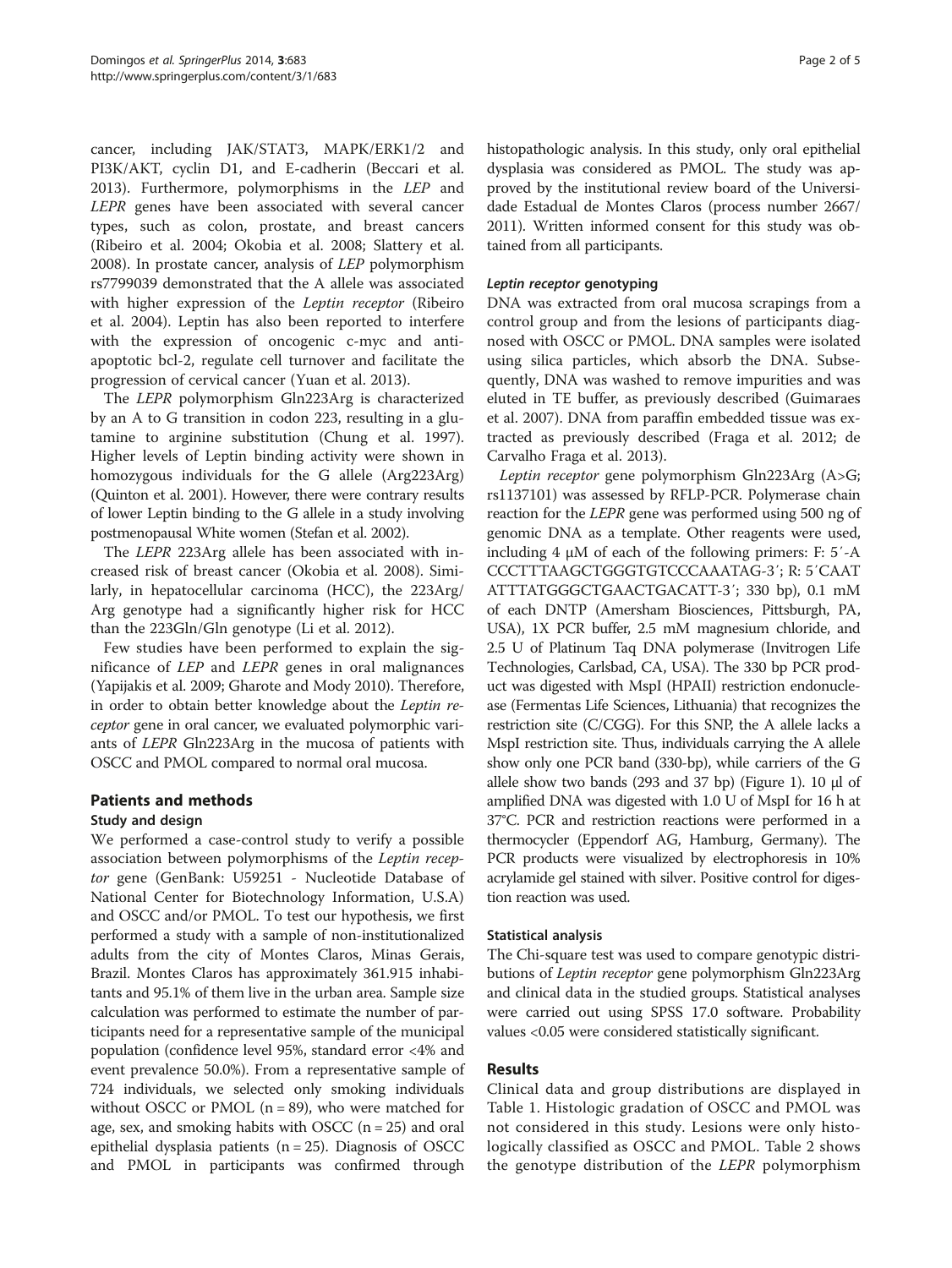cancer, including JAK/STAT3, MAPK/ERK1/2 and PI3K/AKT, cyclin D1, and E-cadherin (Beccari et al. 2013). Furthermore, polymorphisms in the *LEP* and *LEPR* genes have been associated with several cancer types, such as colon, prostate, and breast cancers (Ribeiro et al. 2004; Okobia et al. 2008; Slattery et al. 2008). In prostate cancer, analysis of *LEP* polymorphism rs7799039 demonstrated that the A allele was associated with higher expression of the *Leptin receptor* (Ribeiro et al. 2004). Leptin has also been reported to interfere with the expression of oncogenic c-myc and anti-apoptotic bcl-2, regulate cell turnover and facilitate the progression of cervical cancer (Yuan et al. 2013).

The *LEPR* polymorphism Gln223Arg is characterized by an A to G transition in codon 223, resulting in a glutamine to arginine substitution (Chung et al. 1997). Higher levels of Leptin binding activity were shown in homozygous individuals for the G allele (Arg223Arg) (Quinton et al. 2001). However, there were contrary results of lower Leptin binding to the G allele in a study involving postmenopausal White women (Stefan et al. 2002).

The *LEPR* 223Arg allele has been associated with increased risk of breast cancer (Okobia et al. 2008). Similarly, in hepatocellular carcinoma (HCC), the 223Arg/Arg genotype had a significantly higher risk for HCC than the 223Gln/Gln genotype (Li et al. 2012).

Few studies have been performed to explain the significance of *LEP* and *LEPR* genes in oral malignances (Yapijakis et al. 2009; Gharote and Mody 2010). Therefore, in order to obtain better knowledge about the *Leptin receptor* gene in oral cancer, we evaluated polymorphic variants of *LEPR* Gln223Arg in the mucosa of patients with OSCC and PMOL compared to normal oral mucosa.

## Patients and methods

### Study and design

We performed a case-control study to verify a possible association between polymorphisms of the *Leptin receptor* gene (GenBank: U59251 - Nucleotide Database of National Center for Biotechnology Information, U.S.A) and OSCC and/or PMOL. To test our hypothesis, we first performed a study with a sample of non-institutionalized adults from the city of Montes Claros, Minas Gerais, Brazil. Montes Claros has approximately 361.915 inhabitants and 95.1% of them live in the urban area. Sample size calculation was performed to estimate the number of participants need for a representative sample of the municipal population (confidence level 95%, standard error <4% and event prevalence 50.0%). From a representative sample of 724 individuals, we selected only smoking individuals without OSCC or PMOL (n = 89), who were matched for age, sex, and smoking habits with OSCC (n = 25) and oral epithelial dysplasia patients (n = 25). Diagnosis of OSCC and PMOL in participants was confirmed through histopathologic analysis. In this study, only oral epithelial dysplasia was considered as PMOL. The study was approved by the institutional review board of the Universidade Estadual de Montes Claros (process number 2667/2011). Written informed consent for this study was obtained from all participants.

### *Leptin receptor* genotyping

DNA was extracted from oral mucosa scrapings from a control group and from the lesions of participants diagnosed with OSCC or PMOL. DNA samples were isolated using silica particles, which absorb the DNA. Subsequently, DNA was washed to remove impurities and was eluted in TE buffer, as previously described (Guimaraes et al. 2007). DNA from paraffin embedded tissue was extracted as previously described (Fraga et al. 2012; de Carvalho Fraga et al. 2013).

*Leptin receptor* gene polymorphism Gln223Arg (A>G; rs1137101) was assessed by RFLP-PCR. Polymerase chain reaction for the *LEPR* gene was performed using 500 ng of genomic DNA as a template. Other reagents were used, including 4 μM of each of the following primers: F: 5′-A CCCTTTAAGCTGGGTGTCCCAAATAG-3′; R: 5′CAAT ATTTATGGGCTGAACTGACATT-3′; 330 bp), 0.1 mM of each DNTP (Amersham Biosciences, Pittsburgh, PA, USA), 1X PCR buffer, 2.5 mM magnesium chloride, and 2.5 U of Platinum Taq DNA polymerase (Invitrogen Life Technologies, Carlsbad, CA, USA). The 330 bp PCR product was digested with MspI (HPAII) restriction endonuclease (Fermentas Life Sciences, Lithuania) that recognizes the restriction site (C/CGG). For this SNP, the A allele lacks a MspI restriction site. Thus, individuals carrying the A allele show only one PCR band (330-bp), while carriers of the G allele show two bands (293 and 37 bp) (Figure 1). 10 μl of amplified DNA was digested with 1.0 U of MspI for 16 h at 37°C. PCR and restriction reactions were performed in a thermocycler (Eppendorf AG, Hamburg, Germany). The PCR products were visualized by electrophoresis in 10% acrylamide gel stained with silver. Positive control for digestion reaction was used.

### Statistical analysis

The Chi-square test was used to compare genotypic distributions of *Leptin receptor* gene polymorphism Gln223Arg and clinical data in the studied groups. Statistical analyses were carried out using SPSS 17.0 software. Probability values <0.05 were considered statistically significant.

## Results

Clinical data and group distributions are displayed in Table 1. Histologic gradation of OSCC and PMOL was not considered in this study. Lesions were only histologically classified as OSCC and PMOL. Table 2 shows the genotype distribution of the *LEPR* polymorphism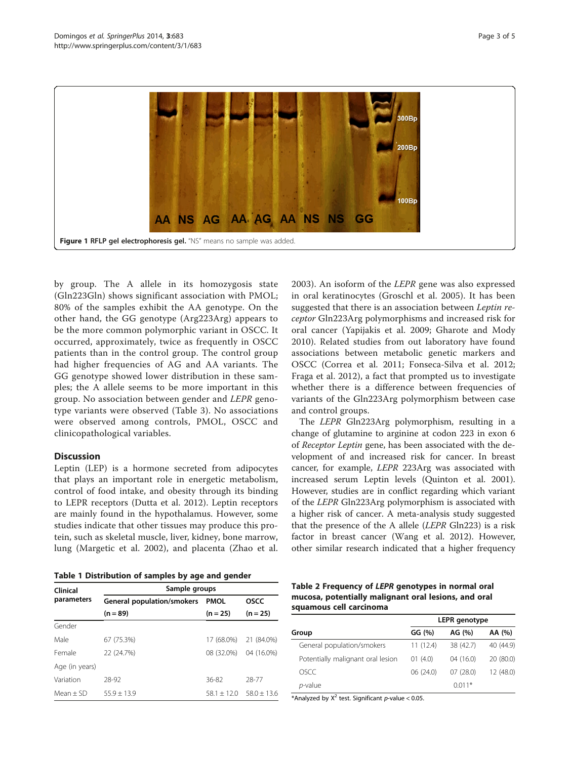Figure 1 RFLP gel electrophoresis gel. "NS" means no sample was added.

by group. The A allele in its homozygosis state (Gln223Gln) shows significant association with PMOL; 80% of the samples exhibit the AA genotype. On the other hand, the GG genotype (Arg223Arg) appears to be the more common polymorphic variant in OSCC. It occurred, approximately, twice as frequently in OSCC patients than in the control group. The control group had higher frequencies of AG and AA variants. The GG genotype showed lower distribution in these samples; the A allele seems to be more important in this group. No association between gender and *LEPR* genotype variants were observed (Table 3). No associations were observed among controls, PMOL, OSCC and clinicopathological variables.

## Discussion

Leptin (LEP) is a hormone secreted from adipocytes that plays an important role in energetic metabolism, control of food intake, and obesity through its binding to LEPR receptors (Dutta et al. 2012). Leptin receptors are mainly found in the hypothalamus. However, some studies indicate that other tissues may produce this protein, such as skeletal muscle, liver, kidney, bone marrow, lung (Margetic et al. 2002), and placenta (Zhao et al. 2003). An isoform of the *LEPR* gene was also expressed in oral keratinocytes (Groschl et al. 2005). It has been suggested that there is an association between *Leptin receptor* Gln223Arg polymorphisms and increased risk for oral cancer (Yapijakis et al. 2009; Gharote and Mody 2010). Related studies from out laboratory have found associations between metabolic genetic markers and OSCC (Correa et al. 2011; Fonseca-Silva et al. 2012; Fraga et al. 2012), a fact that prompted us to investigate whether there is a difference between frequencies of variants of the Gln223Arg polymorphism between case and control groups.

The *LEPR* Gln223Arg polymorphism, resulting in a change of glutamine to arginine at codon 223 in exon 6 of *Receptor Leptin* gene, has been associated with the development of and increased risk for cancer. In breast cancer, for example, *LEPR* 223Arg was associated with increased serum Leptin levels (Quinton et al. 2001). However, studies are in conflict regarding which variant of the *LEPR* Gln223Arg polymorphism is associated with a higher risk of cancer. A meta-analysis study suggested that the presence of the A allele (*LEPR* Gln223) is a risk factor in breast cancer (Wang et al. 2012). However, other similar research indicated that a higher frequency

**Table 1 Distribution of samples by age and gender**

| Clinical parameters | Sample groups | | |
|---|---|---|---|
| | General population/smokers (n = 89) | PMOL (n = 25) | OSCC (n = 25) |
| Gender | | | |
| Male | 67 (75.3%) | 17 (68.0%) | 21 (84.0%) |
| Female | 22 (24.7%) | 08 (32.0%) | 04 (16.0%) |
| Age (in years) | | | |
| Variation | 28-92 | 36-82 | 28-77 |
| Mean ± SD | 55.9 ± 13.9 | 58.1 ± 12.0 | 58.0 ± 13.6 |

**Table 2 Frequency of *LEPR* genotypes in normal oral mucosa, potentially malignant oral lesions, and oral squamous cell carcinoma**

| Group | LEPR genotype | | |
|---|---|---|---|
| | GG (%) | AG (%) | AA (%) |
| General population/smokers | 11 (12.4) | 38 (42.7) | 40 (44.9) |
| Potentially malignant oral lesion | 01 (4.0) | 04 (16.0) | 20 (80.0) |
| OSCC | 06 (24.0) | 07 (28.0) | 12 (48.0) |
| *p*-value | | 0.011* | |

*Analyzed by $X^2$ test. Significant *p*-value < 0.05.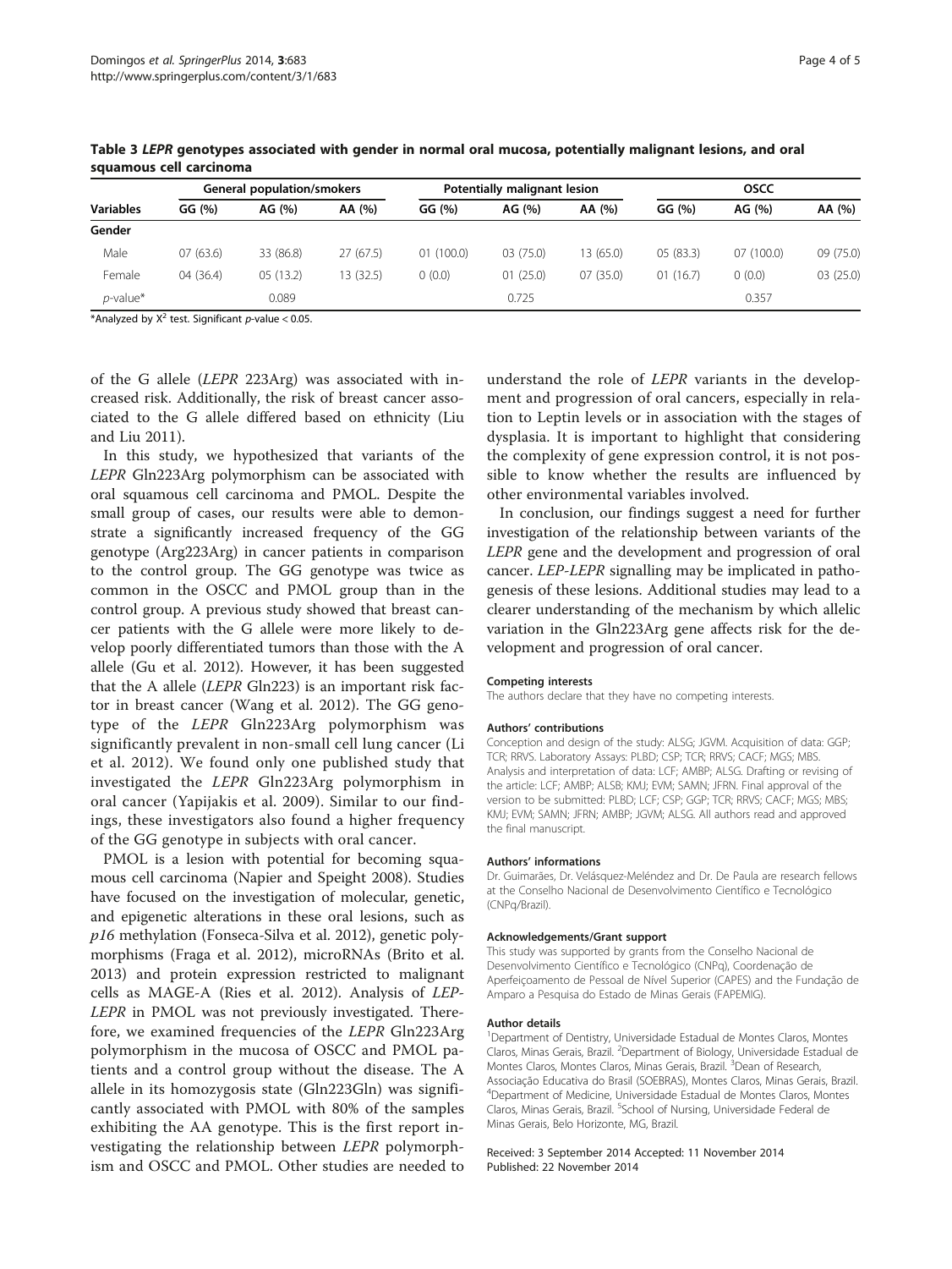**Table 3 *LEPR* genotypes associated with gender in normal oral mucosa, potentially malignant lesions, and oral squamous cell carcinoma**

| Variables | General population/smokers | | | Potentially malignant lesion | | | OSCC | | |
|---|---|---|---|---|---|---|---|---|---|
| | GG (%) | AG (%) | AA (%) | GG (%) | AG (%) | AA (%) | GG (%) | AG (%) | AA (%) |
| **Gender** | | | | | | | | | |
| Male | 07 (63.6) | 33 (86.8) | 27 (67.5) | 01 (100.0) | 03 (75.0) | 13 (65.0) | 05 (83.3) | 07 (100.0) | 09 (75.0) |
| Female | 04 (36.4) | 05 (13.2) | 13 (32.5) | 0 (0.0) | 01 (25.0) | 07 (35.0) | 01 (16.7) | 0 (0.0) | 03 (25.0) |
| *p*-value* | | 0.089 | | | 0.725 | | | 0.357 | |

*Analyzed by $X^2$ test. Significant $p$-value < 0.05.

of the G allele (*LEPR* 223Arg) was associated with increased risk. Additionally, the risk of breast cancer associated to the G allele differed based on ethnicity (Liu and Liu 2011).

In this study, we hypothesized that variants of the *LEPR* Gln223Arg polymorphism can be associated with oral squamous cell carcinoma and PMOL. Despite the small group of cases, our results were able to demonstrate a significantly increased frequency of the GG genotype (Arg223Arg) in cancer patients in comparison to the control group. The GG genotype was twice as common in the OSCC and PMOL group than in the control group. A previous study showed that breast cancer patients with the G allele were more likely to develop poorly differentiated tumors than those with the A allele (Gu et al. 2012). However, it has been suggested that the A allele (*LEPR* Gln223) is an important risk factor in breast cancer (Wang et al. 2012). The GG genotype of the *LEPR* Gln223Arg polymorphism was significantly prevalent in non-small cell lung cancer (Li et al. 2012). We found only one published study that investigated the *LEPR* Gln223Arg polymorphism in oral cancer (Yapijakis et al. 2009). Similar to our findings, these investigators also found a higher frequency of the GG genotype in subjects with oral cancer.

PMOL is a lesion with potential for becoming squamous cell carcinoma (Napier and Speight 2008). Studies have focused on the investigation of molecular, genetic, and epigenetic alterations in these oral lesions, such as *p16* methylation (Fonseca-Silva et al. 2012), genetic polymorphisms (Fraga et al. 2012), microRNAs (Brito et al. 2013) and protein expression restricted to malignant cells as MAGE-A (Ries et al. 2012). Analysis of *LEP-LEPR* in PMOL was not previously investigated. Therefore, we examined frequencies of the *LEPR* Gln223Arg polymorphism in the mucosa of OSCC and PMOL patients and a control group without the disease. The A allele in its homozygosis state (Gln223Gln) was significantly associated with PMOL with 80% of the samples exhibiting the AA genotype. This is the first report investigating the relationship between *LEPR* polymorphism and OSCC and PMOL. Other studies are needed to understand the role of *LEPR* variants in the development and progression of oral cancers, especially in relation to Leptin levels or in association with the stages of dysplasia. It is important to highlight that considering the complexity of gene expression control, it is not possible to know whether the results are influenced by other environmental variables involved.

In conclusion, our findings suggest a need for further investigation of the relationship between variants of the *LEPR* gene and the development and progression of oral cancer. *LEP-LEPR* signalling may be implicated in pathogenesis of these lesions. Additional studies may lead to a clearer understanding of the mechanism by which allelic variation in the Gln223Arg gene affects risk for the development and progression of oral cancer.

#### Competing interests

The authors declare that they have no competing interests.

#### Authors' contributions

Conception and design of the study: ALSG; JGVM. Acquisition of data: GGP; TCR; RRVS. Laboratory Assays: PLBD; CSP; TCR; RRVS; CACF; MGS; MBS. Analysis and interpretation of data: LCF; AMBP; ALSG. Drafting or revising of the article: LCF; AMBP; ALSB; KMJ; EVM; SAMN; JFRN. Final approval of the version to be submitted: PLBD; LCF; CSP; GGP; TCR; RRVS; CACF; MGS; MBS; KMJ; EVM; SAMN; JFRN; AMBP; JGVM; ALSG. All authors read and approved the final manuscript.

#### Authors' informations

Dr. Guimarães, Dr. Velásquez-Meléndez and Dr. De Paula are research fellows at the Conselho Nacional de Desenvolvimento Científico e Tecnológico (CNPq/Brazil).

#### Acknowledgements/Grant support

This study was supported by grants from the Conselho Nacional de Desenvolvimento Científico e Tecnológico (CNPq), Coordenação de Aperfeiçoamento de Pessoal de Nível Superior (CAPES) and the Fundação de Amparo a Pesquisa do Estado de Minas Gerais (FAPEMIG).

#### Author details

[1]Department of Dentistry, Universidade Estadual de Montes Claros, Montes Claros, Minas Gerais, Brazil. [2]Department of Biology, Universidade Estadual de Montes Claros, Montes Claros, Minas Gerais, Brazil. [3]Dean of Research, Associação Educativa do Brasil (SOEBRAS), Montes Claros, Minas Gerais, Brazil. [4]Department of Medicine, Universidade Estadual de Montes Claros, Montes Claros, Minas Gerais, Brazil. [5]School of Nursing, Universidade Federal de Minas Gerais, Belo Horizonte, MG, Brazil.

Received: 3 September 2014 Accepted: 11 November 2014
Published: 22 November 2014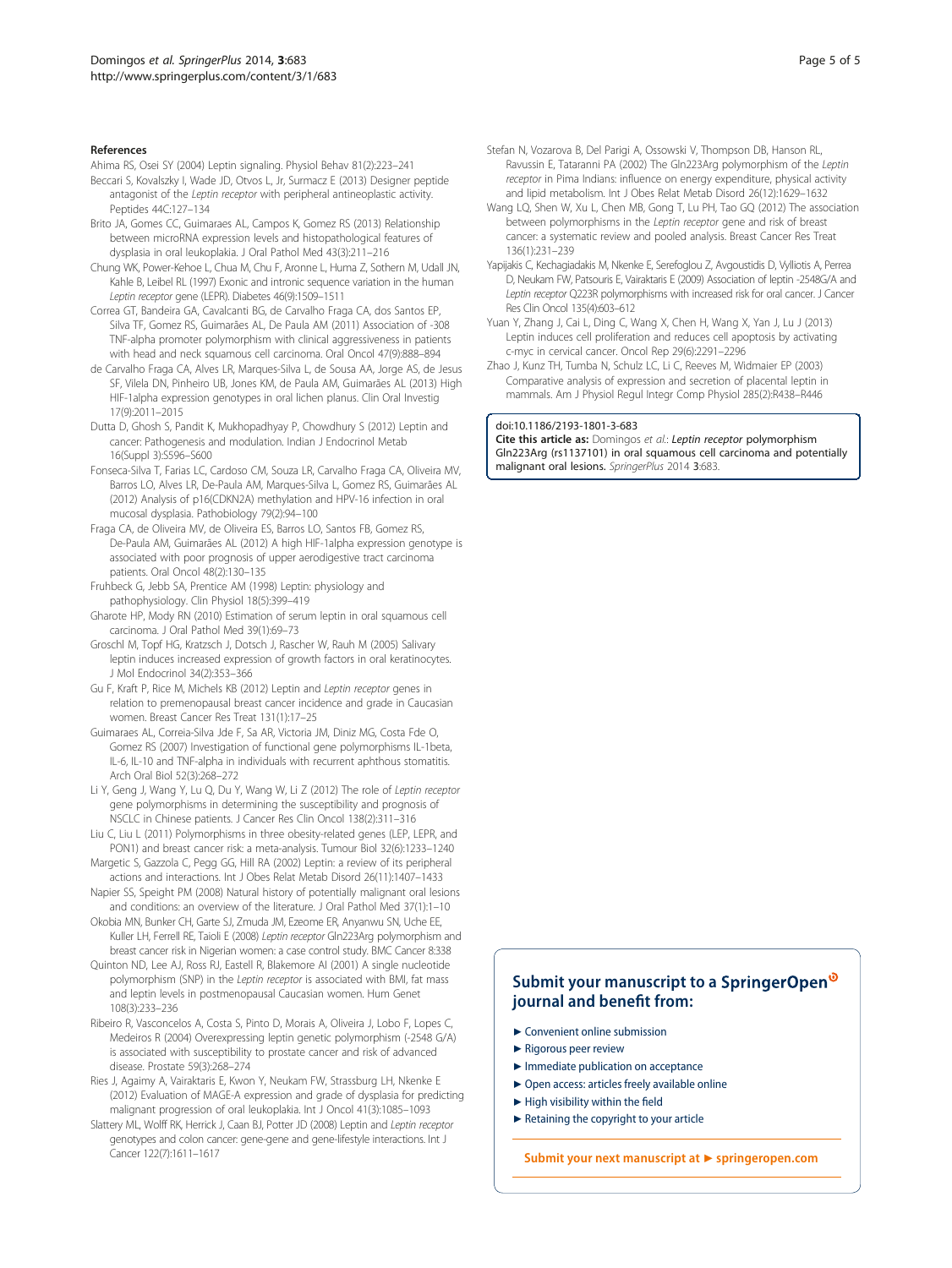## References

Ahima RS, Osei SY (2004) Leptin signaling. Physiol Behav 81(2):223–241

Beccari S, Kovalszky I, Wade JD, Otvos L, Jr, Surmacz E (2013) Designer peptide antagonist of the *Leptin receptor* with peripheral antineoplastic activity. Peptides 44C:127–134

Brito JA, Gomes CC, Guimaraes AL, Campos K, Gomez RS (2013) Relationship between microRNA expression levels and histopathological features of dysplasia in oral leukoplakia. J Oral Pathol Med 43(3):211–216

Chung WK, Power-Kehoe L, Chua M, Chu F, Aronne L, Huma Z, Sothern M, Udall JN, Kahle B, Leibel RL (1997) Exonic and intronic sequence variation in the human *Leptin receptor* gene (LEPR). Diabetes 46(9):1509–1511

Correa GT, Bandeira GA, Cavalcanti BG, de Carvalho Fraga CA, dos Santos EP, Silva TF, Gomez RS, Guimarães AL, De Paula AM (2011) Association of -308 TNF-alpha promoter polymorphism with clinical aggressiveness in patients with head and neck squamous cell carcinoma. Oral Oncol 47(9):888–894

de Carvalho Fraga CA, Alves LR, Marques-Silva L, de Sousa AA, Jorge AS, de Jesus SF, Vilela DN, Pinheiro UB, Jones KM, de Paula AM, Guimarães AL (2013) High HIF-1alpha expression genotypes in oral lichen planus. Clin Oral Investig 17(9):2011–2015

Dutta D, Ghosh S, Pandit K, Mukhopadhyay P, Chowdhury S (2012) Leptin and cancer: Pathogenesis and modulation. Indian J Endocrinol Metab 16(Suppl 3):S596–S600

Fonseca-Silva T, Farias LC, Cardoso CM, Souza LR, Carvalho Fraga CA, Oliveira MV, Barros LO, Alves LR, De-Paula AM, Marques-Silva L, Gomez RS, Guimarães AL (2012) Analysis of p16(CDKN2A) methylation and HPV-16 infection in oral mucosal dysplasia. Pathobiology 79(2):94–100

Fraga CA, de Oliveira MV, de Oliveira ES, Barros LO, Santos FB, Gomez RS, De-Paula AM, Guimarães AL (2012) A high HIF-1alpha expression genotype is associated with poor prognosis of upper aerodigestive tract carcinoma patients. Oral Oncol 48(2):130–135

Fruhbeck G, Jebb SA, Prentice AM (1998) Leptin: physiology and pathophysiology. Clin Physiol 18(5):399–419

Gharote HP, Mody RN (2010) Estimation of serum leptin in oral squamous cell carcinoma. J Oral Pathol Med 39(1):69–73

Groschl M, Topf HG, Kratzsch J, Dotsch J, Rascher W, Rauh M (2005) Salivary leptin induces increased expression of growth factors in oral keratinocytes. J Mol Endocrinol 34(2):353–366

Gu F, Kraft P, Rice M, Michels KB (2012) Leptin and *Leptin receptor* genes in relation to premenopausal breast cancer incidence and grade in Caucasian women. Breast Cancer Res Treat 131(1):17–25

Guimaraes AL, Correia-Silva Jde F, Sa AR, Victoria JM, Diniz MG, Costa Fde O, Gomez RS (2007) Investigation of functional gene polymorphisms IL-1beta, IL-6, IL-10 and TNF-alpha in individuals with recurrent aphthous stomatitis. Arch Oral Biol 52(3):268–272

Li Y, Geng J, Wang Y, Lu Q, Du Y, Wang W, Li Z (2012) The role of *Leptin receptor* gene polymorphisms in determining the susceptibility and prognosis of NSCLC in Chinese patients. J Cancer Res Clin Oncol 138(2):311–316

Liu C, Liu L (2011) Polymorphisms in three obesity-related genes (LEP, LEPR, and PON1) and breast cancer risk: a meta-analysis. Tumour Biol 32(6):1233–1240

Margetic S, Gazzola C, Pegg GG, Hill RA (2002) Leptin: a review of its peripheral actions and interactions. Int J Obes Relat Metab Disord 26(11):1407–1433

Napier SS, Speight PM (2008) Natural history of potentially malignant oral lesions and conditions: an overview of the literature. J Oral Pathol Med 37(1):1–10

Okobia MN, Bunker CH, Garte SJ, Zmuda JM, Ezeome ER, Anyanwu SN, Uche EE, Kuller LH, Ferrell RE, Taioli E (2008) *Leptin receptor* Gln223Arg polymorphism and breast cancer risk in Nigerian women: a case control study. BMC Cancer 8:338

Quinton ND, Lee AJ, Ross RJ, Eastell R, Blakemore AI (2001) A single nucleotide polymorphism (SNP) in the *Leptin receptor* is associated with BMI, fat mass and leptin levels in postmenopausal Caucasian women. Hum Genet 108(3):233–236

Ribeiro R, Vasconcelos A, Costa S, Pinto D, Morais A, Oliveira J, Lobo F, Lopes C, Medeiros R (2004) Overexpressing leptin genetic polymorphism (-2548 G/A) is associated with susceptibility to prostate cancer and risk of advanced disease. Prostate 59(3):268–274

Ries J, Agaimy A, Vairaktaris E, Kwon Y, Neukam FW, Strassburg LH, Nkenke E (2012) Evaluation of MAGE-A expression and grade of dysplasia for predicting malignant progression of oral leukoplakia. Int J Oncol 41(3):1085–1093

Slattery ML, Wolff RK, Herrick J, Caan BJ, Potter JD (2008) Leptin and *Leptin receptor* genotypes and colon cancer: gene-gene and gene-lifestyle interactions. Int J Cancer 122(7):1611–1617

Stefan N, Vozarova B, Del Parigi A, Ossowski V, Thompson DB, Hanson RL, Ravussin E, Tataranni PA (2002) The Gln223Arg polymorphism of the *Leptin receptor* in Pima Indians: influence on energy expenditure, physical activity and lipid metabolism. Int J Obes Relat Metab Disord 26(12):1629–1632

Wang LQ, Shen W, Xu L, Chen MB, Gong T, Lu PH, Tao GQ (2012) The association between polymorphisms in the *Leptin receptor* gene and risk of breast cancer: a systematic review and pooled analysis. Breast Cancer Res Treat 136(1):231–239

Yapijakis C, Kechagiadakis M, Nkenke E, Serefoglou Z, Avgoustidis D, Vylliotis A, Perrea D, Neukam FW, Patsouris E, Vairaktaris E (2009) Association of leptin -2548G/A and *Leptin receptor* Q223R polymorphisms with increased risk for oral cancer. J Cancer Res Clin Oncol 135(4):603–612

Yuan Y, Zhang J, Cai L, Ding C, Wang X, Chen H, Wang X, Yan J, Lu J (2013) Leptin induces cell proliferation and reduces cell apoptosis by activating c-myc in cervical cancer. Oncol Rep 29(6):2291–2296

Zhao J, Kunz TH, Tumba N, Schulz LC, Li C, Reeves M, Widmaier EP (2003) Comparative analysis of expression and secretion of placental leptin in mammals. Am J Physiol Regul Integr Comp Physiol 285(2):R438–R446

doi:10.1186/2193-1801-3-683

**Cite this article as:** Domingos *et al.*: *Leptin receptor* polymorphism Gln223Arg (rs1137101) in oral squamous cell carcinoma and potentially malignant oral lesions. *SpringerPlus* 2014 **3**:683.

**Submit your manuscript to a SpringerOpen journal and benefit from:**

- ► Convenient online submission
- ► Rigorous peer review
- ► Immediate publication on acceptance
- ► Open access: articles freely available online
- ► High visibility within the field
- ► Retaining the copyright to your article

**Submit your next manuscript at ► springeropen.com**